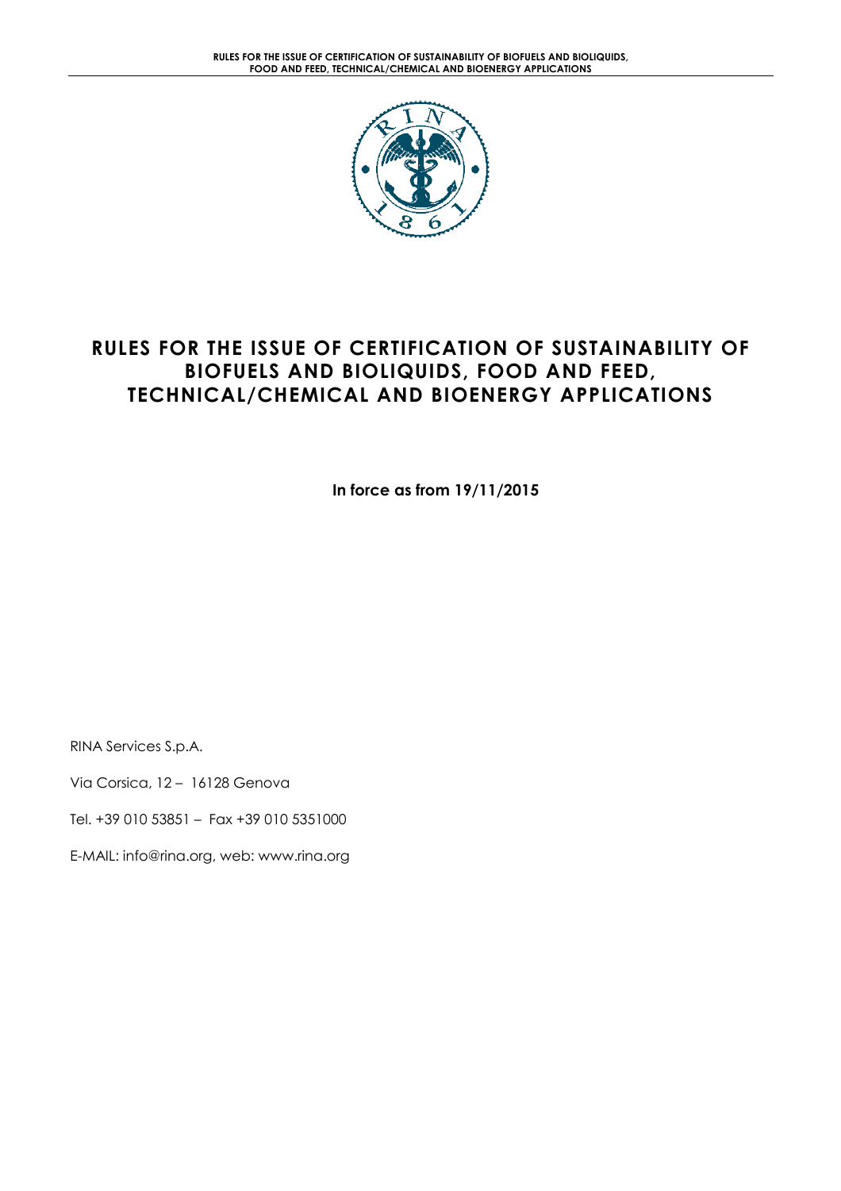# RULES FOR THE ISSUE OF CERTIFICATION OF SUSTAINABILITY OF BIOFUELS AND BIOLIQUIDS, FOOD AND FEED, TECHNICAL/CHEMICAL AND BIOENERGY APPLICATIONS

**In force as from 19/11/2015**

RINA Services S.p.A.

Via Corsica, 12 – 16128 Genova

Tel. +39 010 53851 – Fax +39 010 5351000

E-MAIL: info@rina.org, web: www.rina.org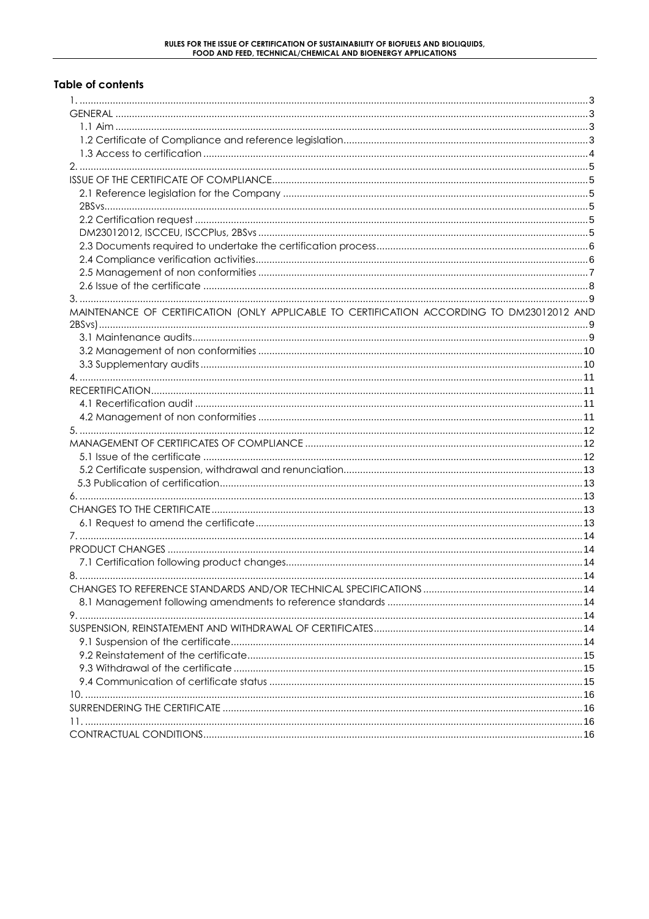# Table of contents

1. ........ 3
GENERAL ........ 3
 1.1 Aim ........ 3
 1.2 Certificate of Compliance and reference legislation ........ 3
 1.3 Access to certification ........ 4
2. ........ 5
ISSUE OF THE CERTIFICATE OF COMPLIANCE ........ 5
 2.1 Reference legislation for the Company ........ 5
 2BSvs ........ 5
 2.2 Certification request ........ 5
 DM23012012, ISCCEU, ISCCPlus, 2BSvs ........ 5
 2.3 Documents required to undertake the certification process ........ 6
 2.4 Compliance verification activities ........ 6
 2.5 Management of non conformities ........ 7
 2.6 Issue of the certificate ........ 8
3. ........ 9
MAINTENANCE OF CERTIFICATION (ONLY APPLICABLE TO CERTIFICATION ACCORDING TO DM23012012 AND 2BSvs) ........ 9
 3.1 Maintenance audits ........ 9
 3.2 Management of non conformities ........ 10
 3.3 Supplementary audits ........ 10
4. ........ 11
RECERTIFICATION ........ 11
 4.1 Recertification audit ........ 11
 4.2 Management of non conformities ........ 11
5. ........ 12
MANAGEMENT OF CERTIFICATES OF COMPLIANCE ........ 12
 5.1 Issue of the certificate ........ 12
 5.2 Certificate suspension, withdrawal and renunciation ........ 13
 5.3 Publication of certification ........ 13
6. ........ 13
CHANGES TO THE CERTIFICATE ........ 13
 6.1 Request to amend the certificate ........ 13
7. ........ 14
PRODUCT CHANGES ........ 14
 7.1 Certification following product changes ........ 14
8. ........ 14
CHANGES TO REFERENCE STANDARDS AND/OR TECHNICAL SPECIFICATIONS ........ 14
 8.1 Management following amendments to reference standards ........ 14
9. ........ 14
SUSPENSION, REINSTATEMENT AND WITHDRAWAL OF CERTIFICATES ........ 14
 9.1 Suspension of the certificate ........ 14
 9.2 Reinstatement of the certificate ........ 15
 9.3 Withdrawal of the certificate ........ 15
 9.4 Communication of certificate status ........ 15
10. ........ 16
SURRENDERING THE CERTIFICATE ........ 16
11. ........ 16
CONTRACTUAL CONDITIONS ........ 16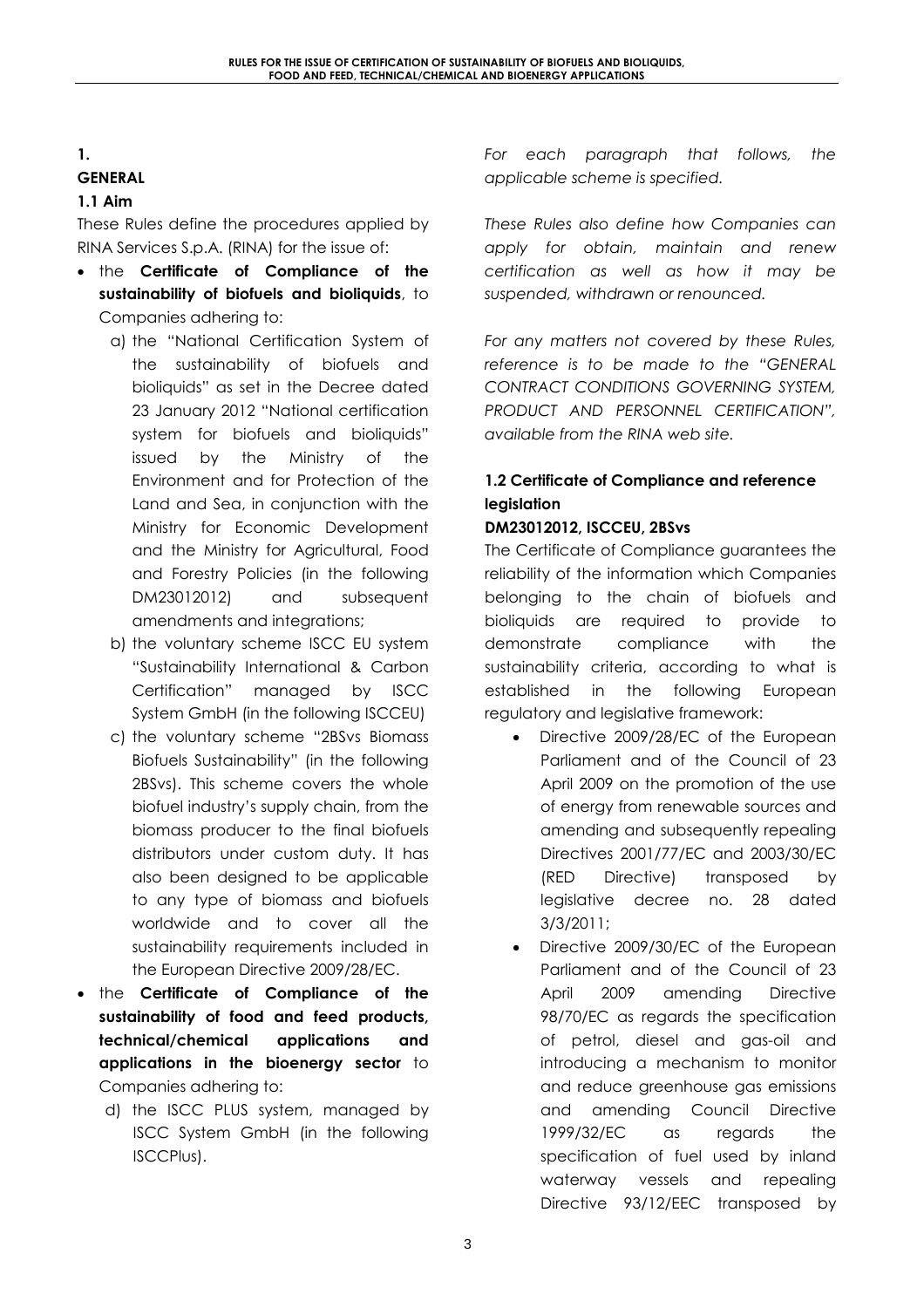# 1. GENERAL

## 1.1 Aim

These Rules define the procedures applied by RINA Services S.p.A. (RINA) for the issue of:

- the **Certificate of Compliance of the sustainability of biofuels and bioliquids**, to Companies adhering to:
  a) the "National Certification System of the sustainability of biofuels and bioliquids" as set in the Decree dated 23 January 2012 "National certification system for biofuels and bioliquids" issued by the Ministry of the Environment and for Protection of the Land and Sea, in conjunction with the Ministry for Economic Development and the Ministry for Agricultural, Food and Forestry Policies (in the following DM23012012) and subsequent amendments and integrations;
  b) the voluntary scheme ISCC EU system "Sustainability International & Carbon Certification" managed by ISCC System GmbH (in the following ISCCEU)
  c) the voluntary scheme "2BSvs Biomass Biofuels Sustainability" (in the following 2BSvs). This scheme covers the whole biofuel industry's supply chain, from the biomass producer to the final biofuels distributors under custom duty. It has also been designed to be applicable to any type of biomass and biofuels worldwide and to cover all the sustainability requirements included in the European Directive 2009/28/EC.
- the **Certificate of Compliance of the sustainability of food and feed products, technical/chemical applications and applications in the bioenergy sector** to Companies adhering to:
  d) the ISCC PLUS system, managed by ISCC System GmbH (in the following ISCCPlus).

*For each paragraph that follows, the applicable scheme is specified.*

*These Rules also define how Companies can apply for obtain, maintain and renew certification as well as how it may be suspended, withdrawn or renounced.*

*For any matters not covered by these Rules, reference is to be made to the "GENERAL CONTRACT CONDITIONS GOVERNING SYSTEM, PRODUCT AND PERSONNEL CERTIFICATION", available from the RINA web site.*

## 1.2 Certificate of Compliance and reference legislation

**DM23012012, ISCCEU, 2BSvs**

The Certificate of Compliance guarantees the reliability of the information which Companies belonging to the chain of biofuels and bioliquids are required to provide to demonstrate compliance with the sustainability criteria, according to what is established in the following European regulatory and legislative framework:

- Directive 2009/28/EC of the European Parliament and of the Council of 23 April 2009 on the promotion of the use of energy from renewable sources and amending and subsequently repealing Directives 2001/77/EC and 2003/30/EC (RED Directive) transposed by legislative decree no. 28 dated 3/3/2011;
- Directive 2009/30/EC of the European Parliament and of the Council of 23 April 2009 amending Directive 98/70/EC as regards the specification of petrol, diesel and gas-oil and introducing a mechanism to monitor and reduce greenhouse gas emissions and amending Council Directive 1999/32/EC as regards the specification of fuel used by inland waterway vessels and repealing Directive 93/12/EEC transposed by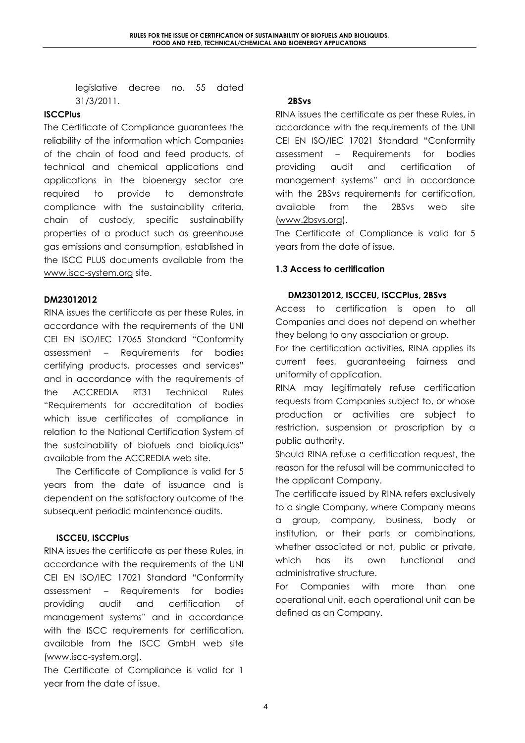legislative decree no. 55 dated 31/3/2011.

**ISCCPlus**

The Certificate of Compliance guarantees the reliability of the information which Companies of the chain of food and feed products, of technical and chemical applications and applications in the bioenergy sector are required to provide to demonstrate compliance with the sustainability criteria, chain of custody, specific sustainability properties of a product such as greenhouse gas emissions and consumption, established in the ISCC PLUS documents available from the www.iscc-system.org site.

**DM23012012**

RINA issues the certificate as per these Rules, in accordance with the requirements of the UNI CEI EN ISO/IEC 17065 Standard "Conformity assessment – Requirements for bodies certifying products, processes and services" and in accordance with the requirements of the ACCREDIA RT31 Technical Rules "Requirements for accreditation of bodies which issue certificates of compliance in relation to the National Certification System of the sustainability of biofuels and bioliquids" available from the ACCREDIA web site.

The Certificate of Compliance is valid for 5 years from the date of issuance and is dependent on the satisfactory outcome of the subsequent periodic maintenance audits.

**ISCCEU, ISCCPlus**

RINA issues the certificate as per these Rules, in accordance with the requirements of the UNI CEI EN ISO/IEC 17021 Standard "Conformity assessment – Requirements for bodies providing audit and certification of management systems" and in accordance with the ISCC requirements for certification, available from the ISCC GmbH web site (www.iscc-system.org).

The Certificate of Compliance is valid for 1 year from the date of issue.

**2BSvs**

RINA issues the certificate as per these Rules, in accordance with the requirements of the UNI CEI EN ISO/IEC 17021 Standard "Conformity assessment – Requirements for bodies providing audit and certification of management systems" and in accordance with the 2BSvs requirements for certification, available from the 2BSvs web site (www.2bsvs.org).

The Certificate of Compliance is valid for 5 years from the date of issue.

### 1.3 Access to certification

**DM23012012, ISCCEU, ISCCPlus, 2BSvs**

Access to certification is open to all Companies and does not depend on whether they belong to any association or group.

For the certification activities, RINA applies its current fees, guaranteeing fairness and uniformity of application.

RINA may legitimately refuse certification requests from Companies subject to, or whose production or activities are subject to restriction, suspension or proscription by a public authority.

Should RINA refuse a certification request, the reason for the refusal will be communicated to the applicant Company.

The certificate issued by RINA refers exclusively to a single Company, where Company means a group, company, business, body or institution, or their parts or combinations, whether associated or not, public or private, which has its own functional and administrative structure.

For Companies with more than one operational unit, each operational unit can be defined as an Company.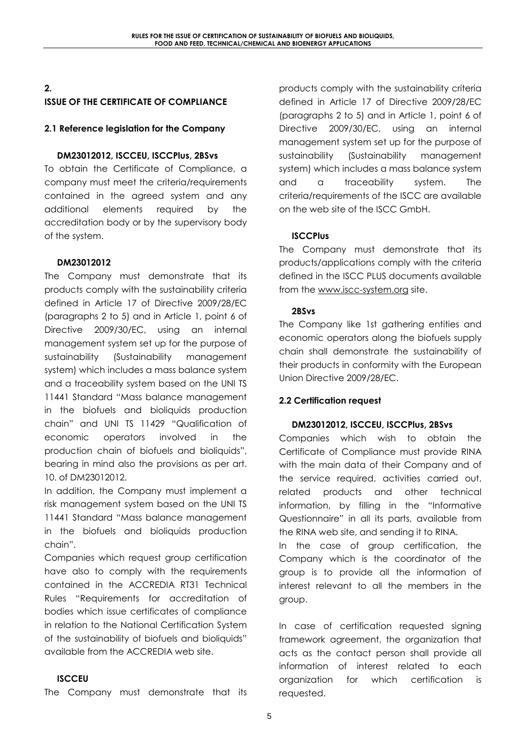## 2. ISSUE OF THE CERTIFICATE OF COMPLIANCE

### 2.1 Reference legislation for the Company

**DM23012012, ISCCEU, ISCCPlus, 2BSvs**

To obtain the Certificate of Compliance, a company must meet the criteria/requirements contained in the agreed system and any additional elements required by the accreditation body or by the supervisory body of the system.

**DM23012012**

The Company must demonstrate that its products comply with the sustainability criteria defined in Article 17 of Directive 2009/28/EC (paragraphs 2 to 5) and in Article 1, point 6 of Directive 2009/30/EC, using an internal management system set up for the purpose of sustainability (Sustainability management system) which includes a mass balance system and a traceability system based on the UNI TS 11441 Standard "Mass balance management in the biofuels and bioliquids production chain" and UNI TS 11429 "Qualification of economic operators involved in the production chain of biofuels and bioliquids", bearing in mind also the provisions as per art. 10. of DM23012012.

In addition, the Company must implement a risk management system based on the UNI TS 11441 Standard "Mass balance management in the biofuels and bioliquids production chain".

Companies which request group certification have also to comply with the requirements contained in the ACCREDIA RT31 Technical Rules "Requirements for accreditation of bodies which issue certificates of compliance in relation to the National Certification System of the sustainability of biofuels and bioliquids" available from the ACCREDIA web site.

**ISCCEU**

The Company must demonstrate that its products comply with the sustainability criteria defined in Article 17 of Directive 2009/28/EC (paragraphs 2 to 5) and in Article 1, point 6 of Directive 2009/30/EC, using an internal management system set up for the purpose of sustainability (Sustainability management system) which includes a mass balance system and a traceability system. The criteria/requirements of the ISCC are available on the web site of the ISCC GmbH.

**ISCCPlus**

The Company must demonstrate that its products/applications comply with the criteria defined in the ISCC PLUS documents available from the www.iscc-system.org site.

**2BSvs**

The Company like 1st gathering entities and economic operators along the biofuels supply chain shall demonstrate the sustainability of their products in conformity with the European Union Directive 2009/28/EC.

### 2.2 Certification request

**DM23012012, ISCCEU, ISCCPlus, 2BSvs**

Companies which wish to obtain the Certificate of Compliance must provide RINA with the main data of their Company and of the service required, activities carried out, related products and other technical information, by filling in the "Informative Questionnaire" in all its parts, available from the RINA web site, and sending it to RINA.

In the case of group certification, the Company which is the coordinator of the group is to provide all the information of interest relevant to all the members in the group.

In case of certification requested signing framework agreement, the organization that acts as the contact person shall provide all information of interest related to each organization for which certification is requested.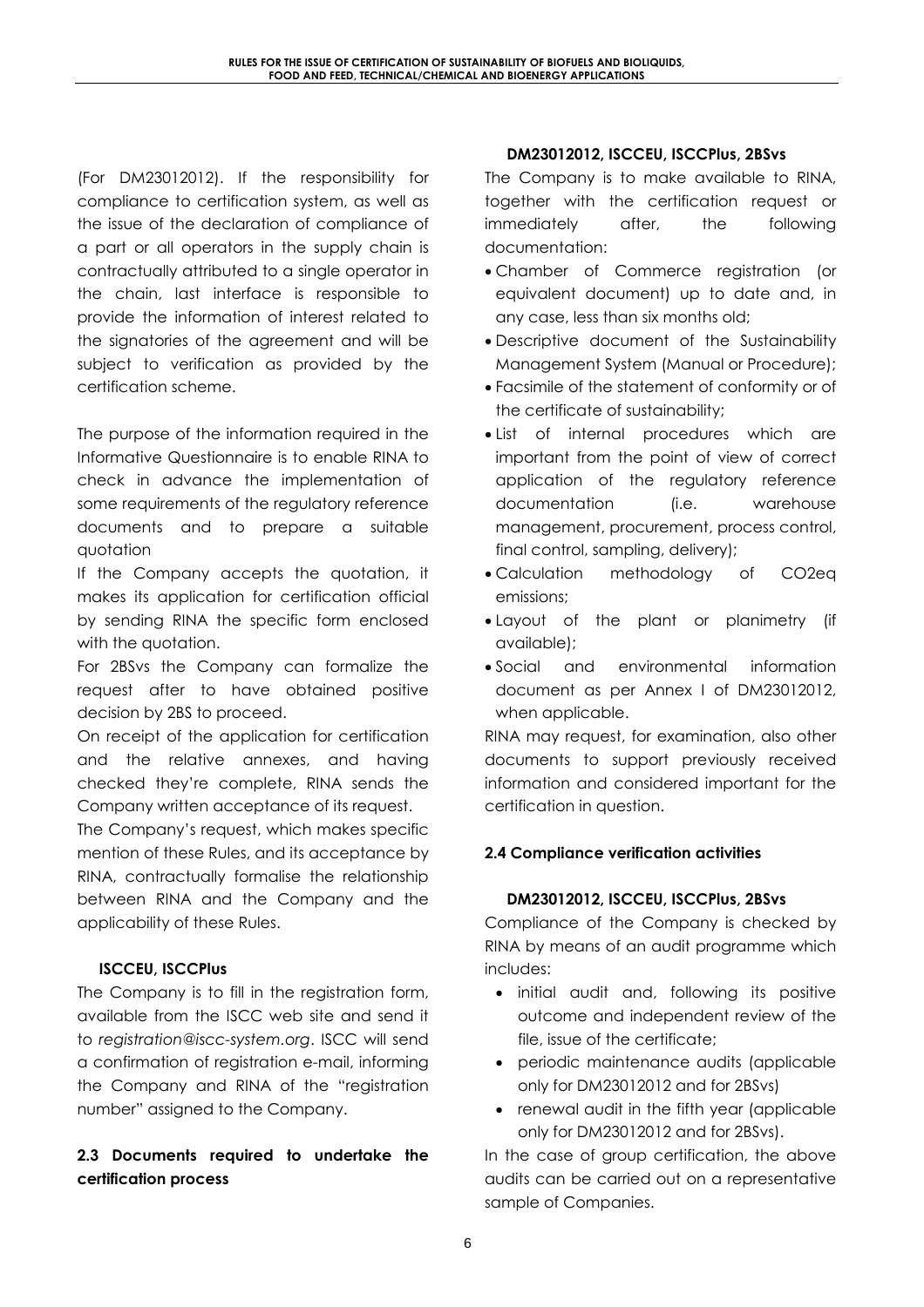(For DM23012012). If the responsibility for compliance to certification system, as well as the issue of the declaration of compliance of a part or all operators in the supply chain is contractually attributed to a single operator in the chain, last interface is responsible to provide the information of interest related to the signatories of the agreement and will be subject to verification as provided by the certification scheme.

The purpose of the information required in the Informative Questionnaire is to enable RINA to check in advance the implementation of some requirements of the regulatory reference documents and to prepare a suitable quotation

If the Company accepts the quotation, it makes its application for certification official by sending RINA the specific form enclosed with the quotation.

For 2BSvs the Company can formalize the request after to have obtained positive decision by 2BS to proceed.

On receipt of the application for certification and the relative annexes, and having checked they're complete, RINA sends the Company written acceptance of its request.

The Company's request, which makes specific mention of these Rules, and its acceptance by RINA, contractually formalise the relationship between RINA and the Company and the applicability of these Rules.

**ISCCEU, ISCCPlus**

The Company is to fill in the registration form, available from the ISCC web site and send it to *registration@iscc-system.org*. ISCC will send a confirmation of registration e-mail, informing the Company and RINA of the "registration number" assigned to the Company.

### 2.3 Documents required to undertake the certification process

**DM23012012, ISCCEU, ISCCPlus, 2BSvs**

The Company is to make available to RINA, together with the certification request or immediately after, the following documentation:

- Chamber of Commerce registration (or equivalent document) up to date and, in any case, less than six months old;
- Descriptive document of the Sustainability Management System (Manual or Procedure);
- Facsimile of the statement of conformity or of the certificate of sustainability;
- List of internal procedures which are important from the point of view of correct application of the regulatory reference documentation (i.e. warehouse management, procurement, process control, final control, sampling, delivery);
- Calculation methodology of CO2eq emissions;
- Layout of the plant or planimetry (if available);
- Social and environmental information document as per Annex I of DM23012012, when applicable.

RINA may request, for examination, also other documents to support previously received information and considered important for the certification in question.

### 2.4 Compliance verification activities

**DM23012012, ISCCEU, ISCCPlus, 2BSvs**

Compliance of the Company is checked by RINA by means of an audit programme which includes:

- initial audit and, following its positive outcome and independent review of the file, issue of the certificate;
- periodic maintenance audits (applicable only for DM23012012 and for 2BSvs)
- renewal audit in the fifth year (applicable only for DM23012012 and for 2BSvs).

In the case of group certification, the above audits can be carried out on a representative sample of Companies.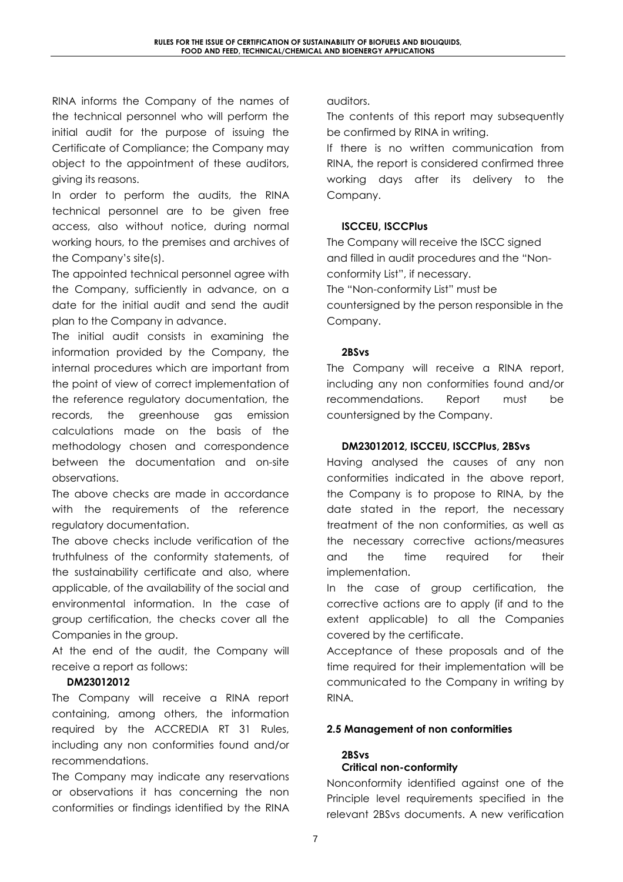RINA informs the Company of the names of the technical personnel who will perform the initial audit for the purpose of issuing the Certificate of Compliance; the Company may object to the appointment of these auditors, giving its reasons.

In order to perform the audits, the RINA technical personnel are to be given free access, also without notice, during normal working hours, to the premises and archives of the Company's site(s).

The appointed technical personnel agree with the Company, sufficiently in advance, on a date for the initial audit and send the audit plan to the Company in advance.

The initial audit consists in examining the information provided by the Company, the internal procedures which are important from the point of view of correct implementation of the reference regulatory documentation, the records, the greenhouse gas emission calculations made on the basis of the methodology chosen and correspondence between the documentation and on-site observations.

The above checks are made in accordance with the requirements of the reference regulatory documentation.

The above checks include verification of the truthfulness of the conformity statements, of the sustainability certificate and also, where applicable, of the availability of the social and environmental information. In the case of group certification, the checks cover all the Companies in the group.

At the end of the audit, the Company will receive a report as follows:

**DM23012012**

The Company will receive a RINA report containing, among others, the information required by the ACCREDIA RT 31 Rules, including any non conformities found and/or recommendations.

The Company may indicate any reservations or observations it has concerning the non conformities or findings identified by the RINA auditors.

The contents of this report may subsequently be confirmed by RINA in writing.

If there is no written communication from RINA, the report is considered confirmed three working days after its delivery to the Company.

**ISCCEU, ISCCPlus**

The Company will receive the ISCC signed and filled in audit procedures and the "Non-conformity List", if necessary.

The "Non-conformity List" must be countersigned by the person responsible in the Company.

**2BSvs**

The Company will receive a RINA report, including any non conformities found and/or recommendations. Report must be countersigned by the Company.

**DM23012012, ISCCEU, ISCCPlus, 2BSvs**

Having analysed the causes of any non conformities indicated in the above report, the Company is to propose to RINA, by the date stated in the report, the necessary treatment of the non conformities, as well as the necessary corrective actions/measures and the time required for their implementation.

In the case of group certification, the corrective actions are to apply (if and to the extent applicable) to all the Companies covered by the certificate.

Acceptance of these proposals and of the time required for their implementation will be communicated to the Company in writing by RINA.

## 2.5 Management of non conformities

**2BSvs**

**Critical non-conformity**

Nonconformity identified against one of the Principle level requirements specified in the relevant 2BSvs documents. A new verification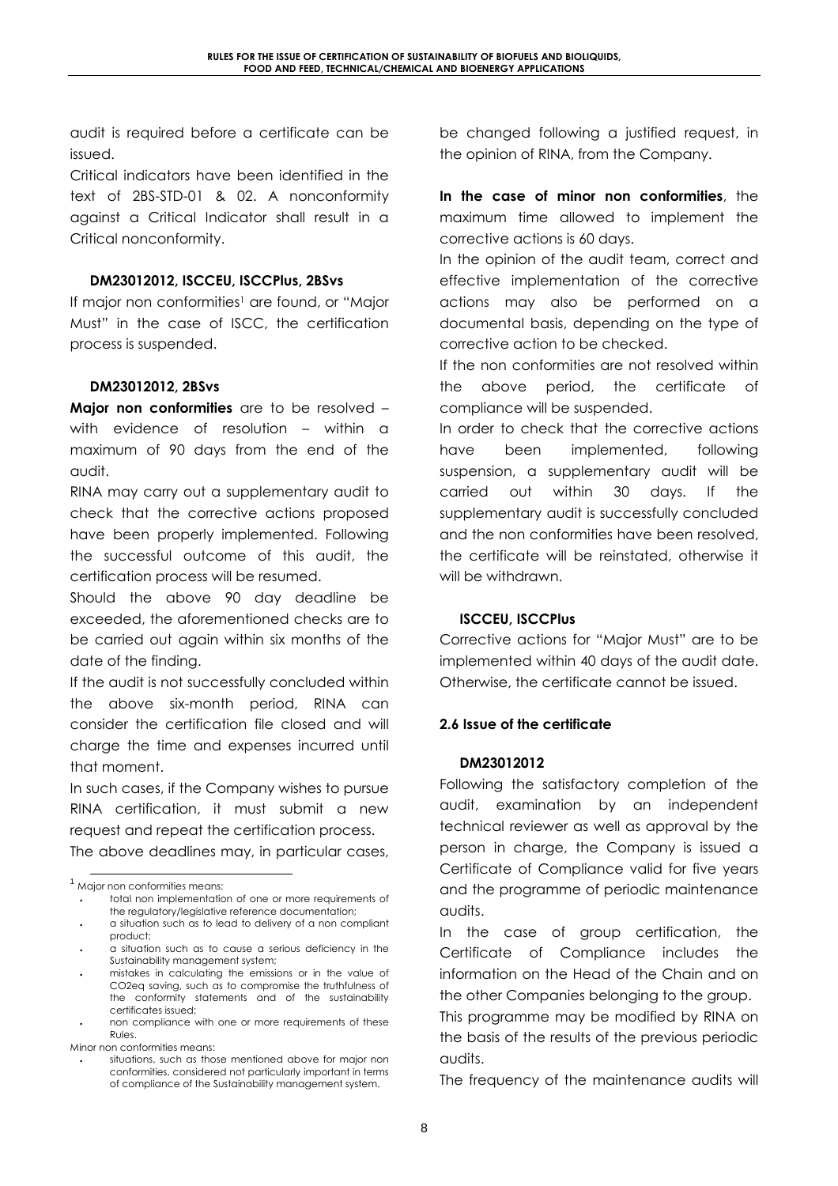audit is required before a certificate can be issued.

Critical indicators have been identified in the text of 2BS-STD-01 & 02. A nonconformity against a Critical Indicator shall result in a Critical nonconformity.

**DM23012012, ISCCEU, ISCCPlus, 2BSvs**

If major non conformities[1] are found, or "Major Must" in the case of ISCC, the certification process is suspended.

**DM23012012, 2BSvs**

**Major non conformities** are to be resolved – with evidence of resolution – within a maximum of 90 days from the end of the audit.

RINA may carry out a supplementary audit to check that the corrective actions proposed have been properly implemented. Following the successful outcome of this audit, the certification process will be resumed.

Should the above 90 day deadline be exceeded, the aforementioned checks are to be carried out again within six months of the date of the finding.

If the audit is not successfully concluded within the above six-month period, RINA can consider the certification file closed and will charge the time and expenses incurred until that moment.

In such cases, if the Company wishes to pursue RINA certification, it must submit a new request and repeat the certification process.

The above deadlines may, in particular cases, be changed following a justified request, in the opinion of RINA, from the Company.

**In the case of minor non conformities**, the maximum time allowed to implement the corrective actions is 60 days.

In the opinion of the audit team, correct and effective implementation of the corrective actions may also be performed on a documental basis, depending on the type of corrective action to be checked.

If the non conformities are not resolved within the above period, the certificate of compliance will be suspended.

In order to check that the corrective actions have been implemented, following suspension, a supplementary audit will be carried out within 30 days. If the supplementary audit is successfully concluded and the non conformities have been resolved, the certificate will be reinstated, otherwise it will be withdrawn.

**ISCCEU, ISCCPlus**

Corrective actions for "Major Must" are to be implemented within 40 days of the audit date. Otherwise, the certificate cannot be issued.

### 2.6 Issue of the certificate

**DM23012012**

Following the satisfactory completion of the audit, examination by an independent technical reviewer as well as approval by the person in charge, the Company is issued a Certificate of Compliance valid for five years and the programme of periodic maintenance audits.

In the case of group certification, the Certificate of Compliance includes the information on the Head of the Chain and on the other Companies belonging to the group.

This programme may be modified by RINA on the basis of the results of the previous periodic audits.

The frequency of the maintenance audits will

---

[1] Major non conformities means:

- total non implementation of one or more requirements of the regulatory/legislative reference documentation;
- a situation such as to lead to delivery of a non compliant product;
- a situation such as to cause a serious deficiency in the Sustainability management system;
- mistakes in calculating the emissions or in the value of CO2eq saving, such as to compromise the truthfulness of the conformity statements and of the sustainability certificates issued;
- non compliance with one or more requirements of these Rules.

Minor non conformities means:

- situations, such as those mentioned above for major non conformities, considered not particularly important in terms of compliance of the Sustainability management system.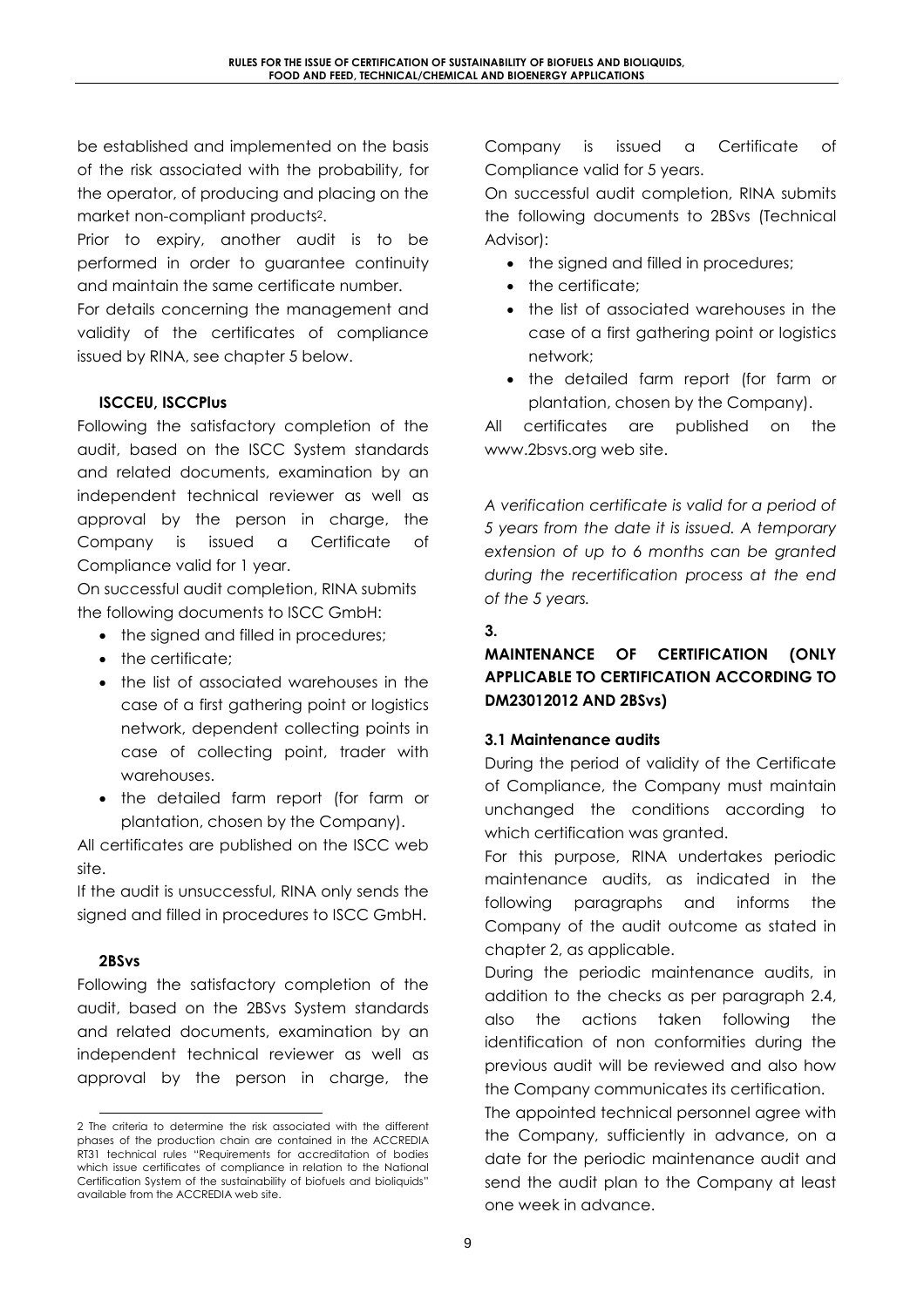be established and implemented on the basis of the risk associated with the probability, for the operator, of producing and placing on the market non-compliant products[2].

Prior to expiry, another audit is to be performed in order to guarantee continuity and maintain the same certificate number.

For details concerning the management and validity of the certificates of compliance issued by RINA, see chapter 5 below.

**ISCCEU, ISCCPlus**

Following the satisfactory completion of the audit, based on the ISCC System standards and related documents, examination by an independent technical reviewer as well as approval by the person in charge, the Company is issued a Certificate of Compliance valid for 1 year.

On successful audit completion, RINA submits the following documents to ISCC GmbH:

- the signed and filled in procedures;
- the certificate;
- the list of associated warehouses in the case of a first gathering point or logistics network, dependent collecting points in case of collecting point, trader with warehouses.
- the detailed farm report (for farm or plantation, chosen by the Company).

All certificates are published on the ISCC web site.

If the audit is unsuccessful, RINA only sends the signed and filled in procedures to ISCC GmbH.

**2BSvs**

Following the satisfactory completion of the audit, based on the 2BSvs System standards and related documents, examination by an independent technical reviewer as well as approval by the person in charge, the Company is issued a Certificate of Compliance valid for 5 years.

On successful audit completion, RINA submits the following documents to 2BSvs (Technical Advisor):

- the signed and filled in procedures;
- the certificate;
- the list of associated warehouses in the case of a first gathering point or logistics network;
- the detailed farm report (for farm or plantation, chosen by the Company).

All certificates are published on the www.2bsvs.org web site.

*A verification certificate is valid for a period of 5 years from the date it is issued. A temporary extension of up to 6 months can be granted during the recertification process at the end of the 5 years.*

## 3. MAINTENANCE OF CERTIFICATION (ONLY APPLICABLE TO CERTIFICATION ACCORDING TO DM23012012 AND 2BSvs)

### 3.1 Maintenance audits

During the period of validity of the Certificate of Compliance, the Company must maintain unchanged the conditions according to which certification was granted.

For this purpose, RINA undertakes periodic maintenance audits, as indicated in the following paragraphs and informs the Company of the audit outcome as stated in chapter 2, as applicable.

During the periodic maintenance audits, in addition to the checks as per paragraph 2.4, also the actions taken following the identification of non conformities during the previous audit will be reviewed and also how the Company communicates its certification.

The appointed technical personnel agree with the Company, sufficiently in advance, on a date for the periodic maintenance audit and send the audit plan to the Company at least one week in advance.

---

[2] The criteria to determine the risk associated with the different phases of the production chain are contained in the ACCREDIA RT31 technical rules "Requirements for accreditation of bodies which issue certificates of compliance in relation to the National Certification System of the sustainability of biofuels and bioliquids" available from the ACCREDIA web site.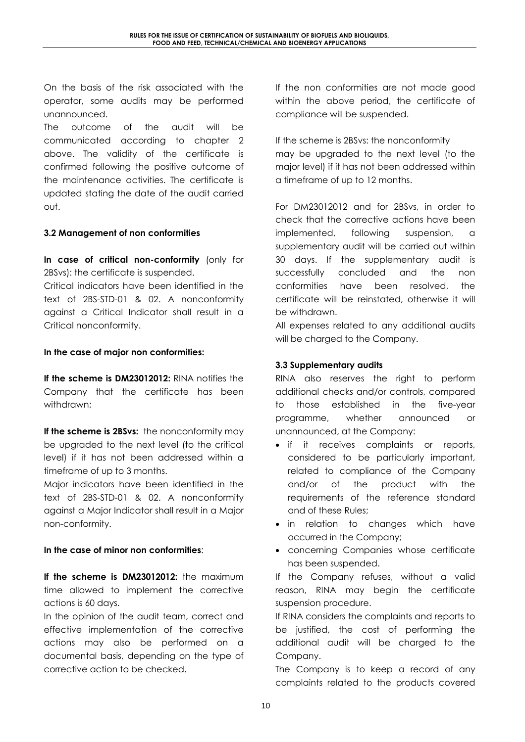On the basis of the risk associated with the operator, some audits may be performed unannounced.

The outcome of the audit will be communicated according to chapter 2 above. The validity of the certificate is confirmed following the positive outcome of the maintenance activities. The certificate is updated stating the date of the audit carried out.

### 3.2 Management of non conformities

**In case of critical non-conformity** (only for 2BSvs): the certificate is suspended.

Critical indicators have been identified in the text of 2BS-STD-01 & 02. A nonconformity against a Critical Indicator shall result in a Critical nonconformity.

**In the case of major non conformities:**

**If the scheme is DM23012012:** RINA notifies the Company that the certificate has been withdrawn;

**If the scheme is 2BSvs:** the nonconformity may be upgraded to the next level (to the critical level) if it has not been addressed within a timeframe of up to 3 months.

Major indicators have been identified in the text of 2BS-STD-01 & 02. A nonconformity against a Major Indicator shall result in a Major non-conformity.

**In the case of minor non conformities**:

**If the scheme is DM23012012:** the maximum time allowed to implement the corrective actions is 60 days.

In the opinion of the audit team, correct and effective implementation of the corrective actions may also be performed on a documental basis, depending on the type of corrective action to be checked.

If the non conformities are not made good within the above period, the certificate of compliance will be suspended.

If the scheme is 2BSvs: the nonconformity may be upgraded to the next level (to the major level) if it has not been addressed within a timeframe of up to 12 months.

For DM23012012 and for 2BSvs, in order to check that the corrective actions have been implemented, following suspension, a supplementary audit will be carried out within 30 days. If the supplementary audit is successfully concluded and the non conformities have been resolved, the certificate will be reinstated, otherwise it will be withdrawn.

All expenses related to any additional audits will be charged to the Company.

### 3.3 Supplementary audits

RINA also reserves the right to perform additional checks and/or controls, compared to those established in the five-year programme, whether announced or unannounced, at the Company:

- if it receives complaints or reports, considered to be particularly important, related to compliance of the Company and/or of the product with the requirements of the reference standard and of these Rules;
- in relation to changes which have occurred in the Company;
- concerning Companies whose certificate has been suspended.

If the Company refuses, without a valid reason, RINA may begin the certificate suspension procedure.

If RINA considers the complaints and reports to be justified, the cost of performing the additional audit will be charged to the Company.

The Company is to keep a record of any complaints related to the products covered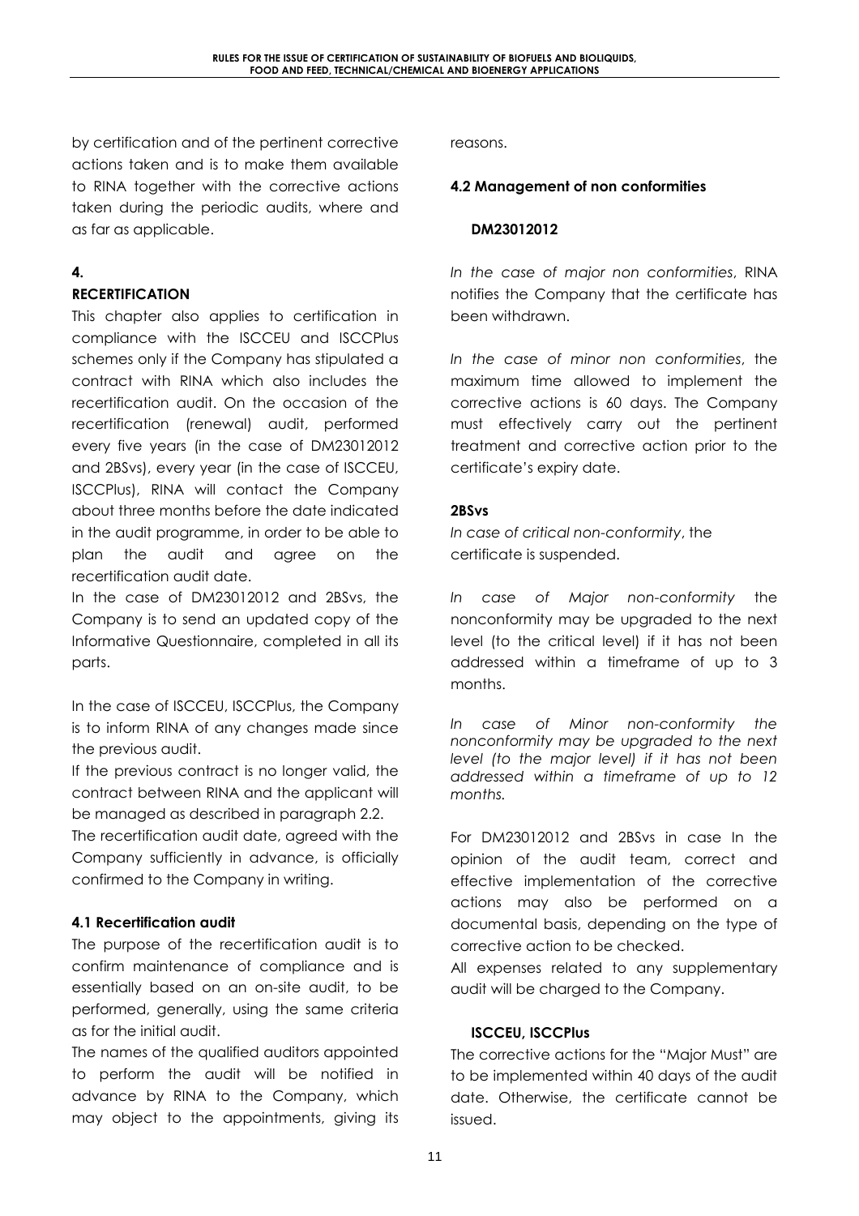by certification and of the pertinent corrective actions taken and is to make them available to RINA together with the corrective actions taken during the periodic audits, where and as far as applicable.

## 4. RECERTIFICATION

This chapter also applies to certification in compliance with the ISCCEU and ISCCPlus schemes only if the Company has stipulated a contract with RINA which also includes the recertification audit. On the occasion of the recertification (renewal) audit, performed every five years (in the case of DM23012012 and 2BSvs), every year (in the case of ISCCEU, ISCCPlus), RINA will contact the Company about three months before the date indicated in the audit programme, in order to be able to plan the audit and agree on the recertification audit date.

In the case of DM23012012 and 2BSvs, the Company is to send an updated copy of the Informative Questionnaire, completed in all its parts.

In the case of ISCCEU, ISCCPlus, the Company is to inform RINA of any changes made since the previous audit.

If the previous contract is no longer valid, the contract between RINA and the applicant will be managed as described in paragraph 2.2.

The recertification audit date, agreed with the Company sufficiently in advance, is officially confirmed to the Company in writing.

### 4.1 Recertification audit

The purpose of the recertification audit is to confirm maintenance of compliance and is essentially based on an on-site audit, to be performed, generally, using the same criteria as for the initial audit.

The names of the qualified auditors appointed to perform the audit will be notified in advance by RINA to the Company, which may object to the appointments, giving its reasons.

### 4.2 Management of non conformities

**DM23012012**

*In the case of major non conformities*, RINA notifies the Company that the certificate has been withdrawn.

*In the case of minor non conformities*, the maximum time allowed to implement the corrective actions is 60 days. The Company must effectively carry out the pertinent treatment and corrective action prior to the certificate's expiry date.

**2BSvs**

*In case of critical non-conformity*, the certificate is suspended.

*In case of Major non-conformity* the nonconformity may be upgraded to the next level (to the critical level) if it has not been addressed within a timeframe of up to 3 months.

*In case of Minor non-conformity the nonconformity may be upgraded to the next level (to the major level) if it has not been addressed within a timeframe of up to 12 months.*

For DM23012012 and 2BSvs in case In the opinion of the audit team, correct and effective implementation of the corrective actions may also be performed on a documental basis, depending on the type of corrective action to be checked.

All expenses related to any supplementary audit will be charged to the Company.

**ISCCEU, ISCCPlus**

The corrective actions for the "Major Must" are to be implemented within 40 days of the audit date. Otherwise, the certificate cannot be issued.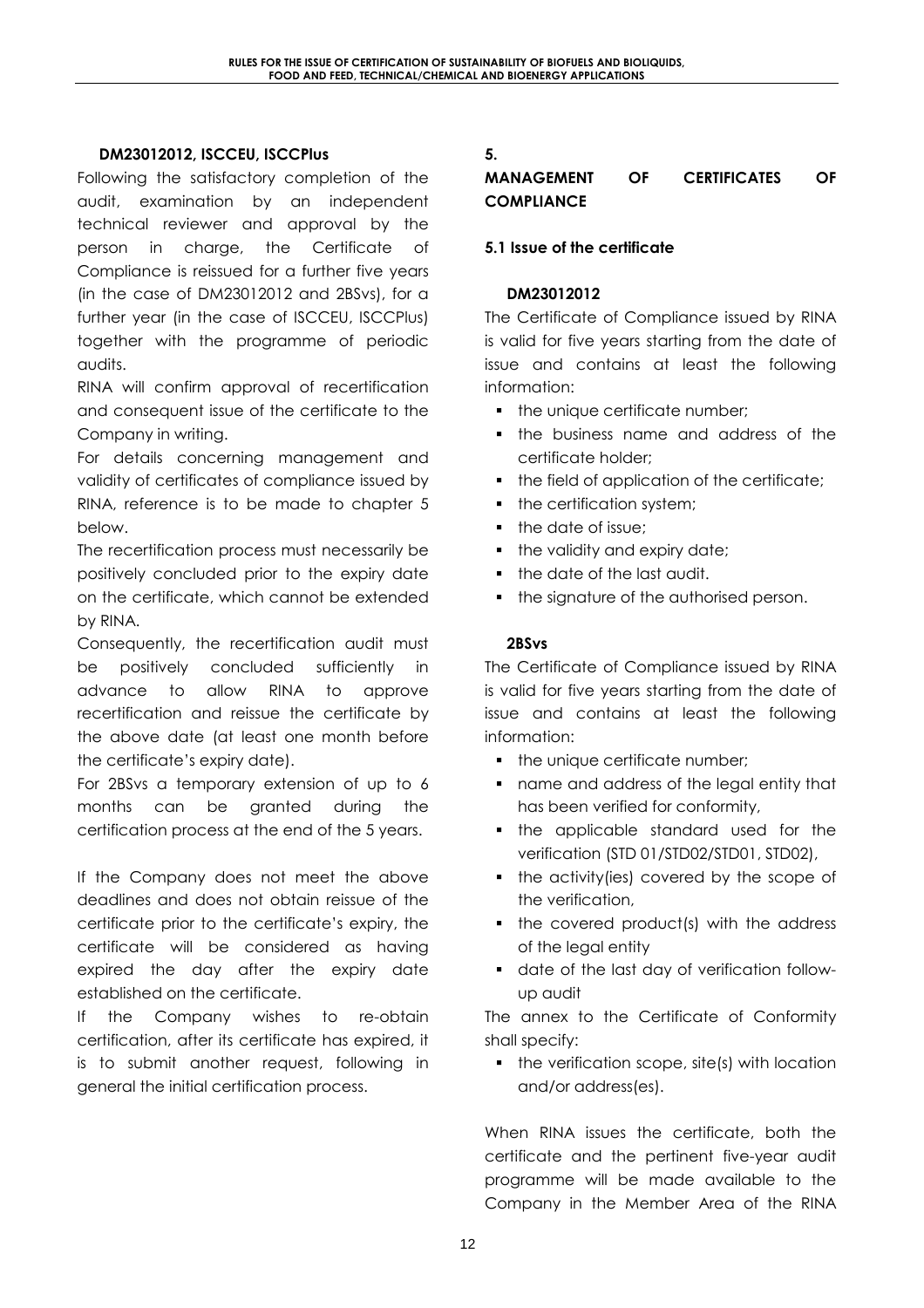#### DM23012012, ISCCEU, ISCCPlus

Following the satisfactory completion of the audit, examination by an independent technical reviewer and approval by the person in charge, the Certificate of Compliance is reissued for a further five years (in the case of DM23012012 and 2BSvs), for a further year (in the case of ISCCEU, ISCCPlus) together with the programme of periodic audits.

RINA will confirm approval of recertification and consequent issue of the certificate to the Company in writing.

For details concerning management and validity of certificates of compliance issued by RINA, reference is to be made to chapter 5 below.

The recertification process must necessarily be positively concluded prior to the expiry date on the certificate, which cannot be extended by RINA.

Consequently, the recertification audit must be positively concluded sufficiently in advance to allow RINA to approve recertification and reissue the certificate by the above date (at least one month before the certificate's expiry date).

For 2BSvs a temporary extension of up to 6 months can be granted during the certification process at the end of the 5 years.

If the Company does not meet the above deadlines and does not obtain reissue of the certificate prior to the certificate's expiry, the certificate will be considered as having expired the day after the expiry date established on the certificate.

If the Company wishes to re-obtain certification, after its certificate has expired, it is to submit another request, following in general the initial certification process.

## 5. MANAGEMENT OF CERTIFICATES OF COMPLIANCE

### 5.1 Issue of the certificate

#### DM23012012

The Certificate of Compliance issued by RINA is valid for five years starting from the date of issue and contains at least the following information:

- the unique certificate number;
- the business name and address of the certificate holder;
- the field of application of the certificate;
- the certification system;
- the date of issue;
- the validity and expiry date;
- the date of the last audit.
- the signature of the authorised person.

#### 2BSvs

The Certificate of Compliance issued by RINA is valid for five years starting from the date of issue and contains at least the following information:

- the unique certificate number;
- name and address of the legal entity that has been verified for conformity,
- the applicable standard used for the verification (STD 01/STD02/STD01, STD02),
- the activity(ies) covered by the scope of the verification,
- the covered product(s) with the address of the legal entity
- date of the last day of verification follow-up audit

The annex to the Certificate of Conformity shall specify:

- the verification scope, site(s) with location and/or address(es).

When RINA issues the certificate, both the certificate and the pertinent five-year audit programme will be made available to the Company in the Member Area of the RINA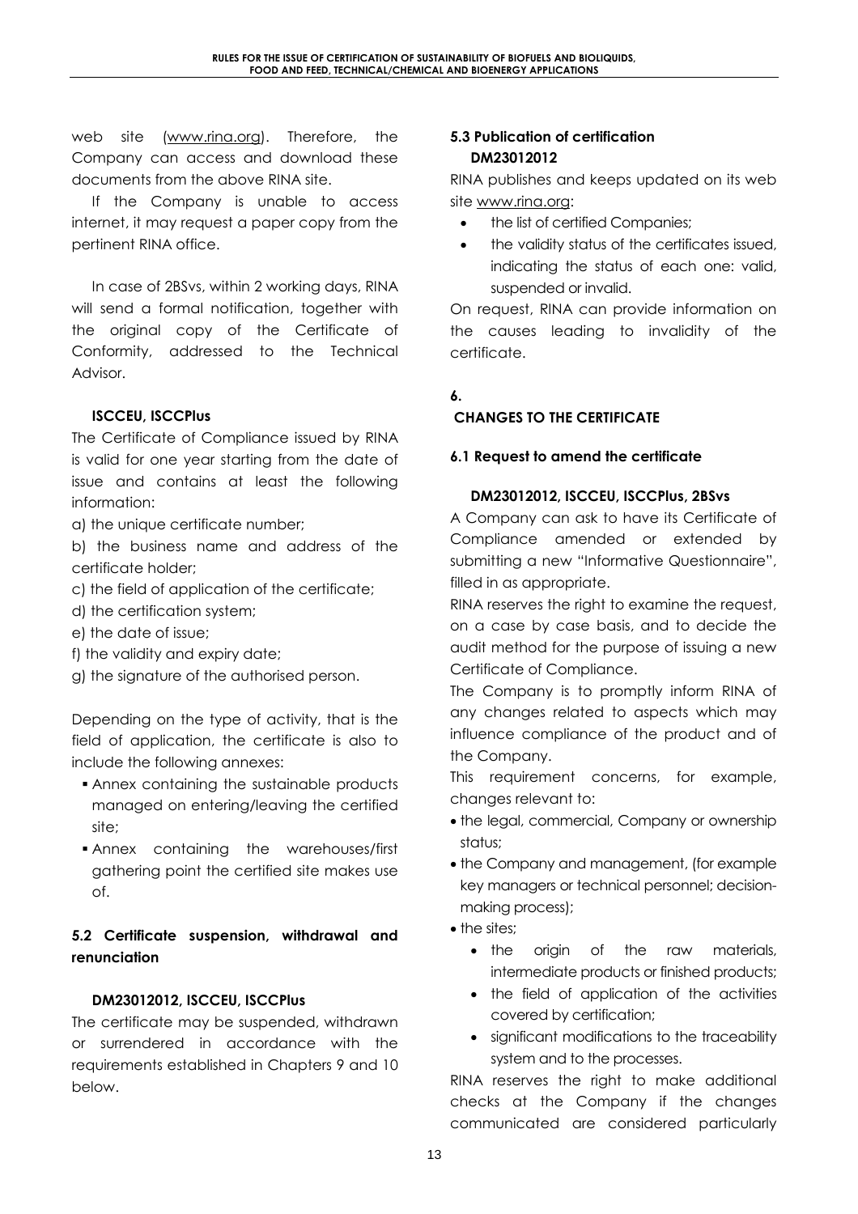web site (www.rina.org). Therefore, the Company can access and download these documents from the above RINA site.

If the Company is unable to access internet, it may request a paper copy from the pertinent RINA office.

In case of 2BSvs, within 2 working days, RINA will send a formal notification, together with the original copy of the Certificate of Conformity, addressed to the Technical Advisor.

**ISCCEU, ISCCPlus**

The Certificate of Compliance issued by RINA is valid for one year starting from the date of issue and contains at least the following information:

a) the unique certificate number;

b) the business name and address of the certificate holder;

c) the field of application of the certificate;

d) the certification system;

e) the date of issue;

f) the validity and expiry date;

g) the signature of the authorised person.

Depending on the type of activity, that is the field of application, the certificate is also to include the following annexes:

- Annex containing the sustainable products managed on entering/leaving the certified site;
- Annex containing the warehouses/first gathering point the certified site makes use of.

### 5.2 Certificate suspension, withdrawal and renunciation

**DM23012012, ISCCEU, ISCCPlus**

The certificate may be suspended, withdrawn or surrendered in accordance with the requirements established in Chapters 9 and 10 below.

### 5.3 Publication of certification DM23012012

RINA publishes and keeps updated on its web site www.rina.org:

- the list of certified Companies;
- the validity status of the certificates issued, indicating the status of each one: valid, suspended or invalid.

On request, RINA can provide information on the causes leading to invalidity of the certificate.

## 6. CHANGES TO THE CERTIFICATE

### 6.1 Request to amend the certificate

**DM23012012, ISCCEU, ISCCPlus, 2BSvs**

A Company can ask to have its Certificate of Compliance amended or extended by submitting a new "Informative Questionnaire", filled in as appropriate.

RINA reserves the right to examine the request, on a case by case basis, and to decide the audit method for the purpose of issuing a new Certificate of Compliance.

The Company is to promptly inform RINA of any changes related to aspects which may influence compliance of the product and of the Company.

This requirement concerns, for example, changes relevant to:

- the legal, commercial, Company or ownership status;
- the Company and management, (for example key managers or technical personnel; decision-making process);
- the sites;
  - the origin of the raw materials, intermediate products or finished products;
  - the field of application of the activities covered by certification;
  - significant modifications to the traceability system and to the processes.

RINA reserves the right to make additional checks at the Company if the changes communicated are considered particularly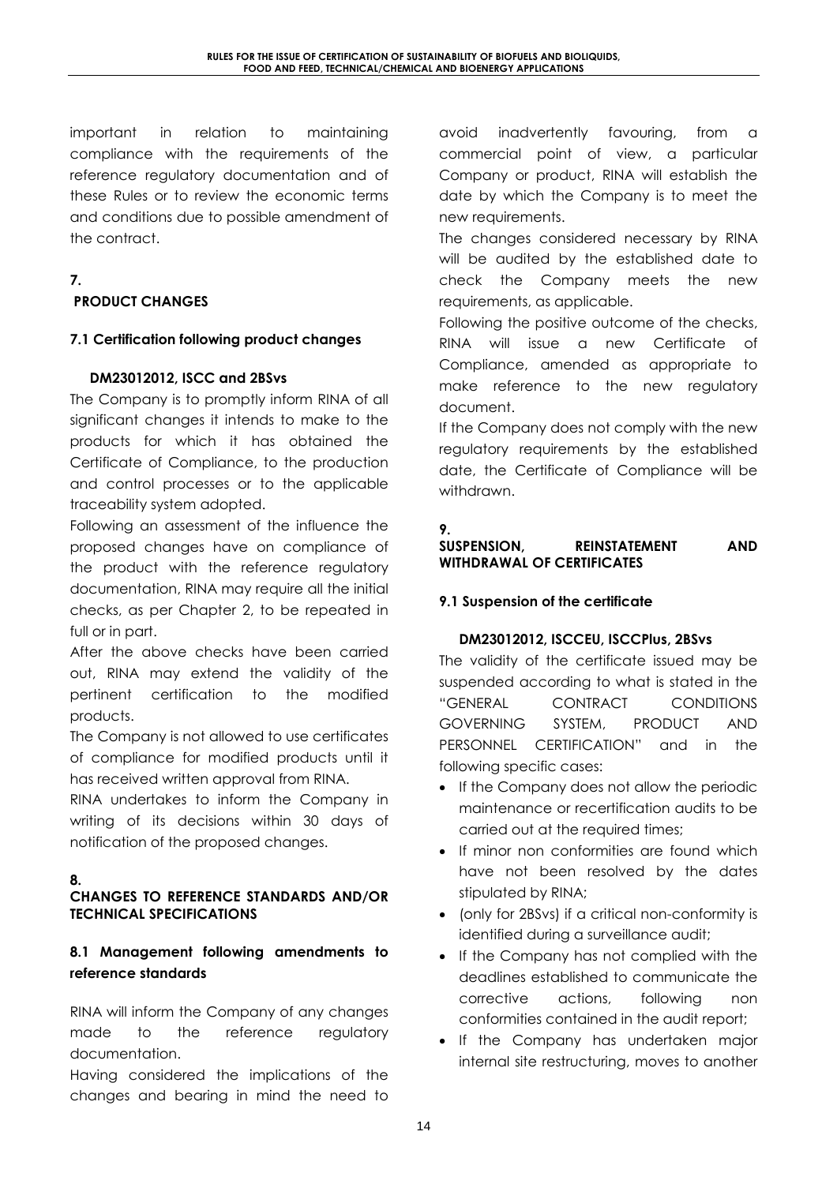important in relation to maintaining compliance with the requirements of the reference regulatory documentation and of these Rules or to review the economic terms and conditions due to possible amendment of the contract.

## 7. PRODUCT CHANGES

### 7.1 Certification following product changes

**DM23012012, ISCC and 2BSvs**

The Company is to promptly inform RINA of all significant changes it intends to make to the products for which it has obtained the Certificate of Compliance, to the production and control processes or to the applicable traceability system adopted.

Following an assessment of the influence the proposed changes have on compliance of the product with the reference regulatory documentation, RINA may require all the initial checks, as per Chapter 2, to be repeated in full or in part.

After the above checks have been carried out, RINA may extend the validity of the pertinent certification to the modified products.

The Company is not allowed to use certificates of compliance for modified products until it has received written approval from RINA.

RINA undertakes to inform the Company in writing of its decisions within 30 days of notification of the proposed changes.

## 8. CHANGES TO REFERENCE STANDARDS AND/OR TECHNICAL SPECIFICATIONS

### 8.1 Management following amendments to reference standards

RINA will inform the Company of any changes made to the reference regulatory documentation.

Having considered the implications of the changes and bearing in mind the need to avoid inadvertently favouring, from a commercial point of view, a particular Company or product, RINA will establish the date by which the Company is to meet the new requirements.

The changes considered necessary by RINA will be audited by the established date to check the Company meets the new requirements, as applicable.

Following the positive outcome of the checks, RINA will issue a new Certificate of Compliance, amended as appropriate to make reference to the new regulatory document.

If the Company does not comply with the new regulatory requirements by the established date, the Certificate of Compliance will be withdrawn.

## 9. SUSPENSION, REINSTATEMENT AND WITHDRAWAL OF CERTIFICATES

### 9.1 Suspension of the certificate

**DM23012012, ISCCEU, ISCCPlus, 2BSvs**

The validity of the certificate issued may be suspended according to what is stated in the "GENERAL CONTRACT CONDITIONS GOVERNING SYSTEM, PRODUCT AND PERSONNEL CERTIFICATION" and in the following specific cases:

- If the Company does not allow the periodic maintenance or recertification audits to be carried out at the required times;
- If minor non conformities are found which have not been resolved by the dates stipulated by RINA;
- (only for 2BSvs) if a critical non-conformity is identified during a surveillance audit;
- If the Company has not complied with the deadlines established to communicate the corrective actions, following non conformities contained in the audit report;
- If the Company has undertaken major internal site restructuring, moves to another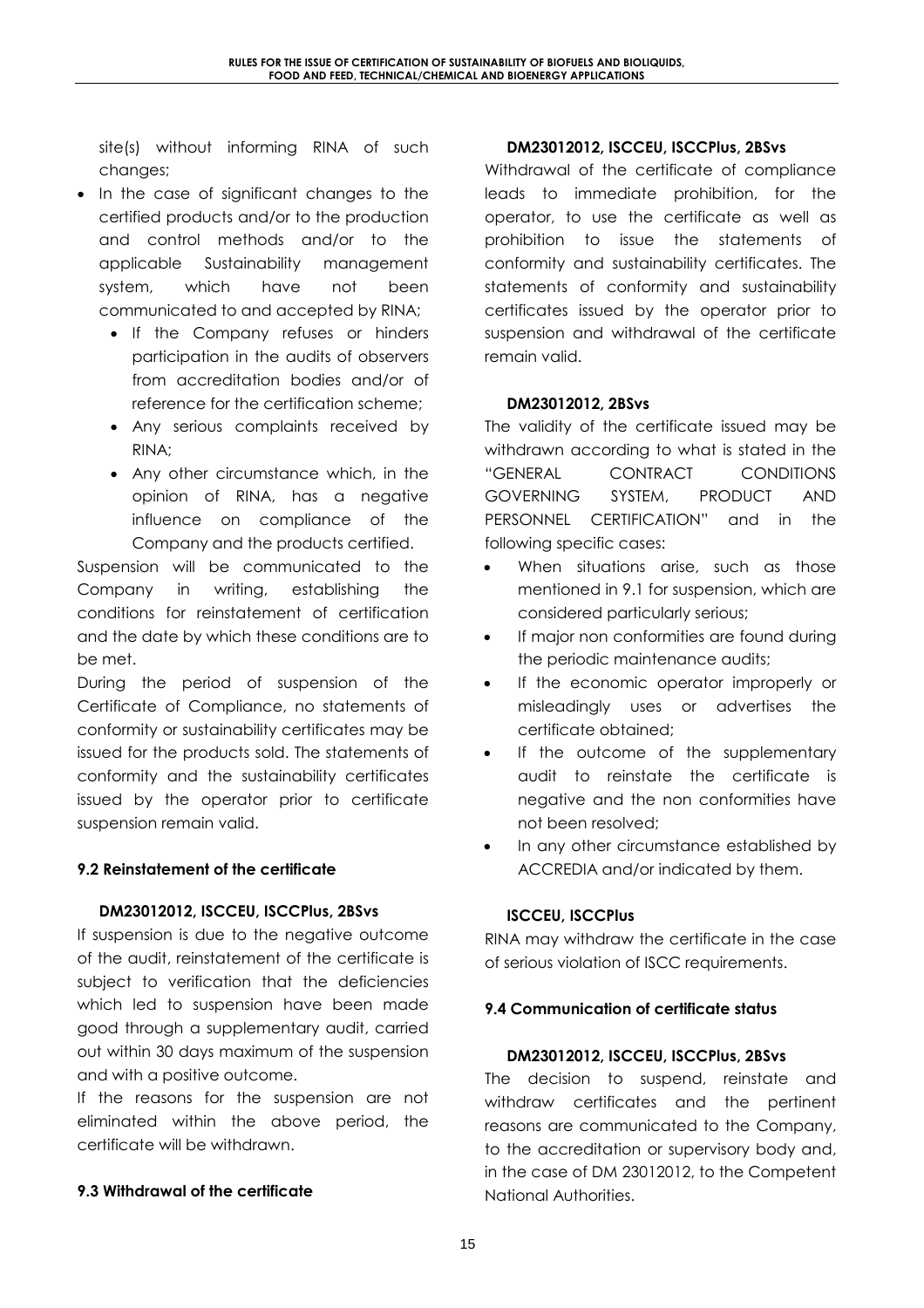site(s) without informing RINA of such changes;

- In the case of significant changes to the certified products and/or to the production and control methods and/or to the applicable Sustainability management system, which have not been communicated to and accepted by RINA;
  - If the Company refuses or hinders participation in the audits of observers from accreditation bodies and/or of reference for the certification scheme;
  - Any serious complaints received by RINA;
  - Any other circumstance which, in the opinion of RINA, has a negative influence on compliance of the Company and the products certified.

Suspension will be communicated to the Company in writing, establishing the conditions for reinstatement of certification and the date by which these conditions are to be met.

During the period of suspension of the Certificate of Compliance, no statements of conformity or sustainability certificates may be issued for the products sold. The statements of conformity and the sustainability certificates issued by the operator prior to certificate suspension remain valid.

### 9.2 Reinstatement of the certificate

**DM23012012, ISCCEU, ISCCPlus, 2BSvs**

If suspension is due to the negative outcome of the audit, reinstatement of the certificate is subject to verification that the deficiencies which led to suspension have been made good through a supplementary audit, carried out within 30 days maximum of the suspension and with a positive outcome.

If the reasons for the suspension are not eliminated within the above period, the certificate will be withdrawn.

### 9.3 Withdrawal of the certificate

**DM23012012, ISCCEU, ISCCPlus, 2BSvs**

Withdrawal of the certificate of compliance leads to immediate prohibition, for the operator, to use the certificate as well as prohibition to issue the statements of conformity and sustainability certificates. The statements of conformity and sustainability certificates issued by the operator prior to suspension and withdrawal of the certificate remain valid.

**DM23012012, 2BSvs**

The validity of the certificate issued may be withdrawn according to what is stated in the "GENERAL CONTRACT CONDITIONS GOVERNING SYSTEM, PRODUCT AND PERSONNEL CERTIFICATION" and in the following specific cases:

- When situations arise, such as those mentioned in 9.1 for suspension, which are considered particularly serious;
- If major non conformities are found during the periodic maintenance audits;
- If the economic operator improperly or misleadingly uses or advertises the certificate obtained;
- If the outcome of the supplementary audit to reinstate the certificate is negative and the non conformities have not been resolved;
- In any other circumstance established by ACCREDIA and/or indicated by them.

**ISCCEU, ISCCPlus**

RINA may withdraw the certificate in the case of serious violation of ISCC requirements.

### 9.4 Communication of certificate status

**DM23012012, ISCCEU, ISCCPlus, 2BSvs**

The decision to suspend, reinstate and withdraw certificates and the pertinent reasons are communicated to the Company, to the accreditation or supervisory body and, in the case of DM 23012012, to the Competent National Authorities.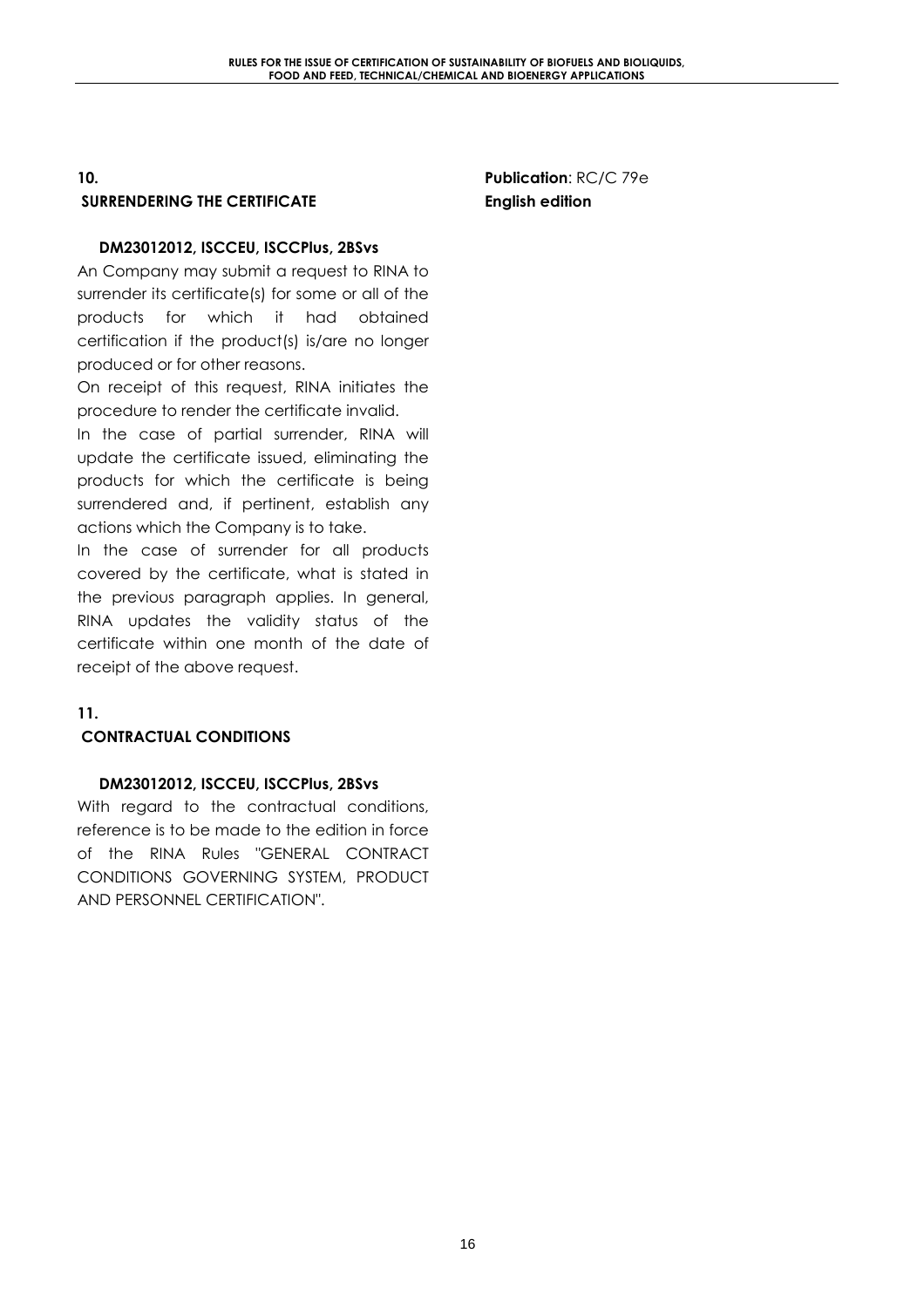## 10. SURRENDERING THE CERTIFICATE

**DM23012012, ISCCEU, ISCCPlus, 2BSvs**

An Company may submit a request to RINA to surrender its certificate(s) for some or all of the products for which it had obtained certification if the product(s) is/are no longer produced or for other reasons.

On receipt of this request, RINA initiates the procedure to render the certificate invalid.

In the case of partial surrender, RINA will update the certificate issued, eliminating the products for which the certificate is being surrendered and, if pertinent, establish any actions which the Company is to take.

In the case of surrender for all products covered by the certificate, what is stated in the previous paragraph applies. In general, RINA updates the validity status of the certificate within one month of the date of receipt of the above request.

## 11. CONTRACTUAL CONDITIONS

**DM23012012, ISCCEU, ISCCPlus, 2BSvs**

With regard to the contractual conditions, reference is to be made to the edition in force of the RINA Rules "GENERAL CONTRACT CONDITIONS GOVERNING SYSTEM, PRODUCT AND PERSONNEL CERTIFICATION".

**Publication**: RC/C 79e
**English edition**